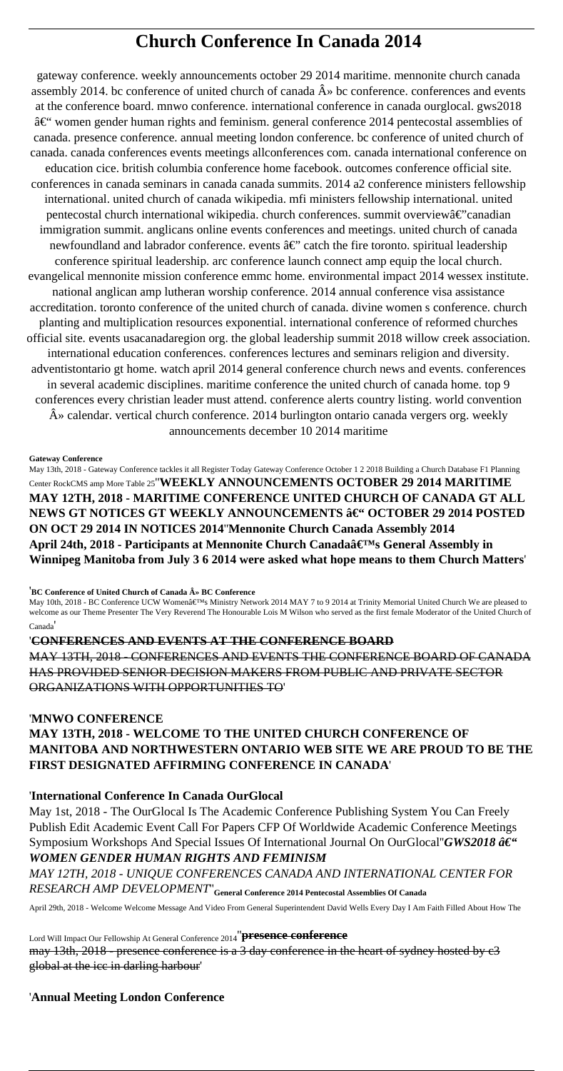# Church Conference In Canada 2014

gateway conference. weekly announcements october 29 2014 maritime. mennonite church canada assembly 2014. bc conference of united church of canada Â» bc conference. conferences and events at the conference board. mnwo conference. international conference in canada ourglocal. gws2018 â€“ women gender human rights and feminism. general conference 2014 pentecostal assemblies of canada. presence conference. annual meeting london conference. bc conference of united church of canada. canada conferences events meetings allconferences com. canada international conference on education cice. british columbia conference home facebook. outcomes conference official site. conferences in canada seminars in canada canada summits. 2014 a2 conference ministers fellowship international. united church of canada wikipedia. mfi ministers fellowship international. united pentecostal church international wikipedia. church conferences. summit overviewâ€"canadian immigration summit. anglicans online events conferences and meetings. united church of canada newfoundland and labrador conference. events â€" catch the fire toronto. spiritual leadership conference spiritual leadership. arc conference launch connect amp equip the local church. evangelical mennonite mission conference emmc home. environmental impact 2014 wessex institute. national anglican amp lutheran worship conference. 2014 annual conference visa assistance accreditation. toronto conference of the united church of canada. divine women s conference. church planting and multiplication resources exponential. international conference of reformed churches official site. events usacanadaregion org. the global leadership summit 2018 willow creek association. international education conferences. conferences lectures and seminars religion and diversity. adventistontario gt home. watch april 2014 general conference church news and events. conferences in several academic disciplines. maritime conference the united church of canada home. top 9 conferences every christian leader must attend. conference alerts country listing. world convention Â» calendar. vertical church conference. 2014 burlington ontario canada vergers org. weekly announcements december 10 2014 maritime

**Gateway Conference**

May 13th, 2018 - Gateway Conference tackles it all Register Today Gateway Conference October 1 2 2018 Building a Church Database F1 Planning Center RockCMS amp More Table 25''**WEEKLY ANNOUNCEMENTS OCTOBER 29 2014 MARITIME MAY 12TH, 2018 - MARITIME CONFERENCE UNITED CHURCH OF CANADA GT ALL NEWS GT NOTICES GT WEEKLY ANNOUNCEMENTS â€“ OCTOBER 29 2014 POSTED ON OCT 29 2014 IN NOTICES 2014**''**Mennonite Church Canada Assembly 2014 April 24th, 2018 - Participants at Mennonite Church Canadaâ€™s General Assembly in Winnipeg Manitoba from July 3 6 2014 were asked what hope means to them Church Matters**'

'**BC Conference of United Church of Canada Â» BC Conference**

May 10th, 2018 - BC Conference UCW Womenâ€™s Ministry Network 2014 MAY 7 to 9 2014 at Trinity Memorial United Church We are pleased to welcome as our Theme Presenter The Very Reverend The Honourable Lois M Wilson who served as the first female Moderator of the United Church of Canada'

'**CONFERENCES AND EVENTS AT THE CONFERENCE BOARD**

MAY 13TH, 2018 - CONFERENCES AND EVENTS THE CONFERENCE BOARD OF CANADA HAS PROVIDED SENIOR DECISION MAKERS FROM PUBLIC AND PRIVATE SECTOR ORGANIZATIONS WITH OPPORTUNITIES TO'

'**MNWO CONFERENCE**

**MAY 13TH, 2018 - WELCOME TO THE UNITED CHURCH CONFERENCE OF MANITOBA AND NORTHWESTERN ONTARIO WEB SITE WE ARE PROUD TO BE THE FIRST DESIGNATED AFFIRMING CONFERENCE IN CANADA**'

'**International Conference In Canada OurGlocal**

May 1st, 2018 - The OurGlocal Is The Academic Conference Publishing System You Can Freely Publish Edit Academic Event Call For Papers CFP Of Worldwide Academic Conference Meetings Symposium Workshops And Special Issues Of International Journal On OurGlocal''***GWS2018 â€“ WOMEN GENDER HUMAN RIGHTS AND FEMINISM***

*MAY 12TH, 2018 - UNIQUE CONFERENCES CANADA AND INTERNATIONAL CENTER FOR RESEARCH AMP DEVELOPMENT*''**General Conference 2014 Pentecostal Assemblies Of Canada**

April 29th, 2018 - Welcome Welcome Message And Video From General Superintendent David Wells Every Day I Am Faith Filled About How The Lord Will Impact Our Fellowship At General Conference 2014''**presence conference**

may 13th, 2018 - presence conference is a 3 day conference in the heart of sydney hosted by c3 global at the icc in darling harbour'

'**Annual Meeting London Conference**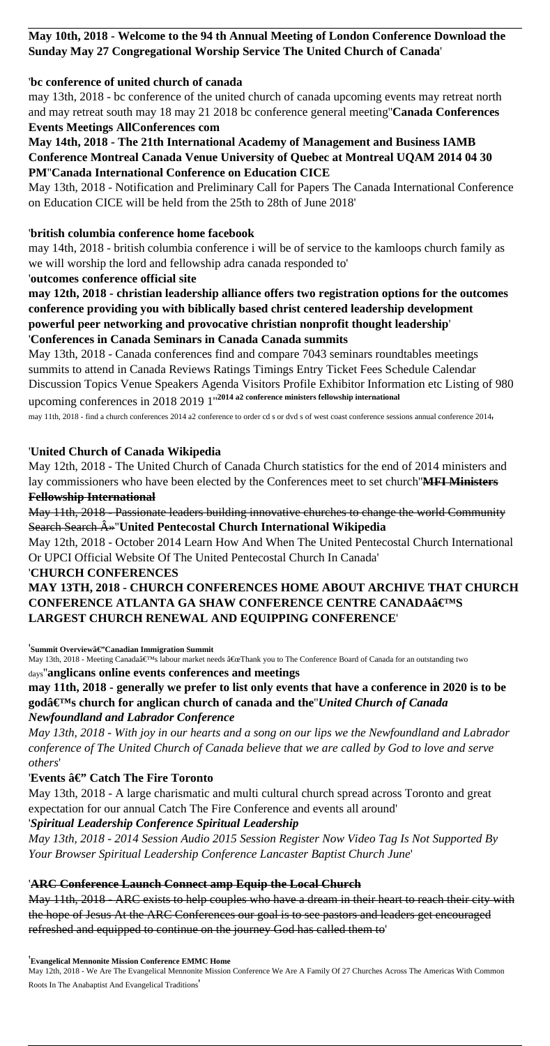**May 10th, 2018 - Welcome to the 94 th Annual Meeting of London Conference Download the Sunday May 27 Congregational Worship Service The United Church of Canada**'

'**bc conference of united church of canada**

may 13th, 2018 - bc conference of the united church of canada upcoming events may retreat north and may retreat south may 18 may 21 2018 bc conference general meeting''**Canada Conferences Events Meetings AllConferences com**

**May 14th, 2018 - The 21th International Academy of Management and Business IAMB Conference Montreal Canada Venue University of Quebec at Montreal UQAM 2014 04 30 PM**''**Canada International Conference on Education CICE**

May 13th, 2018 - Notification and Preliminary Call for Papers The Canada International Conference on Education CICE will be held from the 25th to 28th of June 2018'

'**british columbia conference home facebook**

may 14th, 2018 - british columbia conference i will be of service to the kamloops church family as we will worship the lord and fellowship adra canada responded to'

'**outcomes conference official site**

**may 12th, 2018 - christian leadership alliance offers two registration options for the outcomes conference providing you with biblically based christ centered leadership development powerful peer networking and provocative christian nonprofit thought leadership**'

'**Conferences in Canada Seminars in Canada Canada summits**

May 13th, 2018 - Canada conferences find and compare 7043 seminars roundtables meetings summits to attend in Canada Reviews Ratings Timings Entry Ticket Fees Schedule Calendar Discussion Topics Venue Speakers Agenda Visitors Profile Exhibitor Information etc Listing of 980 upcoming conferences in 2018 2019 1''**2014 a2 conference ministers fellowship international**

may 11th, 2018 - find a church conferences 2014 a2 conference to order cd s or dvd s of west coast conference sessions annual conference 2014'

'**United Church of Canada Wikipedia**

May 12th, 2018 - The United Church of Canada Church statistics for the end of 2014 ministers and lay commissioners who have been elected by the Conferences meet to set church''~~**MFI Ministers Fellowship International**~~

~~May 11th, 2018 - Passionate leaders building innovative churches to change the world Community Search Search Â»~~''**United Pentecostal Church International Wikipedia**

May 12th, 2018 - October 2014 Learn How And When The United Pentecostal Church International Or UPCI Official Website Of The United Pentecostal Church In Canada'

'**CHURCH CONFERENCES**

**MAY 13TH, 2018 - CHURCH CONFERENCES HOME ABOUT ARCHIVE THAT CHURCH CONFERENCE ATLANTA GA SHAW CONFERENCE CENTRE CANADAâ€™S LARGEST CHURCH RENEWAL AND EQUIPPING CONFERENCE**'

'**Summit Overviewâ€"Canadian Immigration Summit**

May 13th, 2018 - Meeting Canadaâ€™s labour market needs â€œThank you to The Conference Board of Canada for an outstanding two days''**anglicans online events conferences and meetings**

**may 11th, 2018 - generally we prefer to list only events that have a conference in 2020 is to be godâ€™s church for anglican church of canada and the**''***United Church of Canada Newfoundland and Labrador Conference***

*May 13th, 2018 - With joy in our hearts and a song on our lips we the Newfoundland and Labrador conference of The United Church of Canada believe that we are called by God to love and serve others*'

'**Events â€" Catch The Fire Toronto**

May 13th, 2018 - A large charismatic and multi cultural church spread across Toronto and great expectation for our annual Catch The Fire Conference and events all around'

'***Spiritual Leadership Conference Spiritual Leadership***

*May 13th, 2018 - 2014 Session Audio 2015 Session Register Now Video Tag Is Not Supported By Your Browser Spiritual Leadership Conference Lancaster Baptist Church June*'

'**ARC Conference Launch Connect amp Equip the Local Church**

~~May 11th, 2018 - ARC exists to help couples who have a dream in their heart to reach their city with the hope of Jesus At the ARC Conferences our goal is to see pastors and leaders get encouraged refreshed and equipped to continue on the journey God has called them to~~'

'**Evangelical Mennonite Mission Conference EMMC Home**

May 12th, 2018 - We Are The Evangelical Mennonite Mission Conference We Are A Family Of 27 Churches Across The Americas With Common Roots In The Anabaptist And Evangelical Traditions'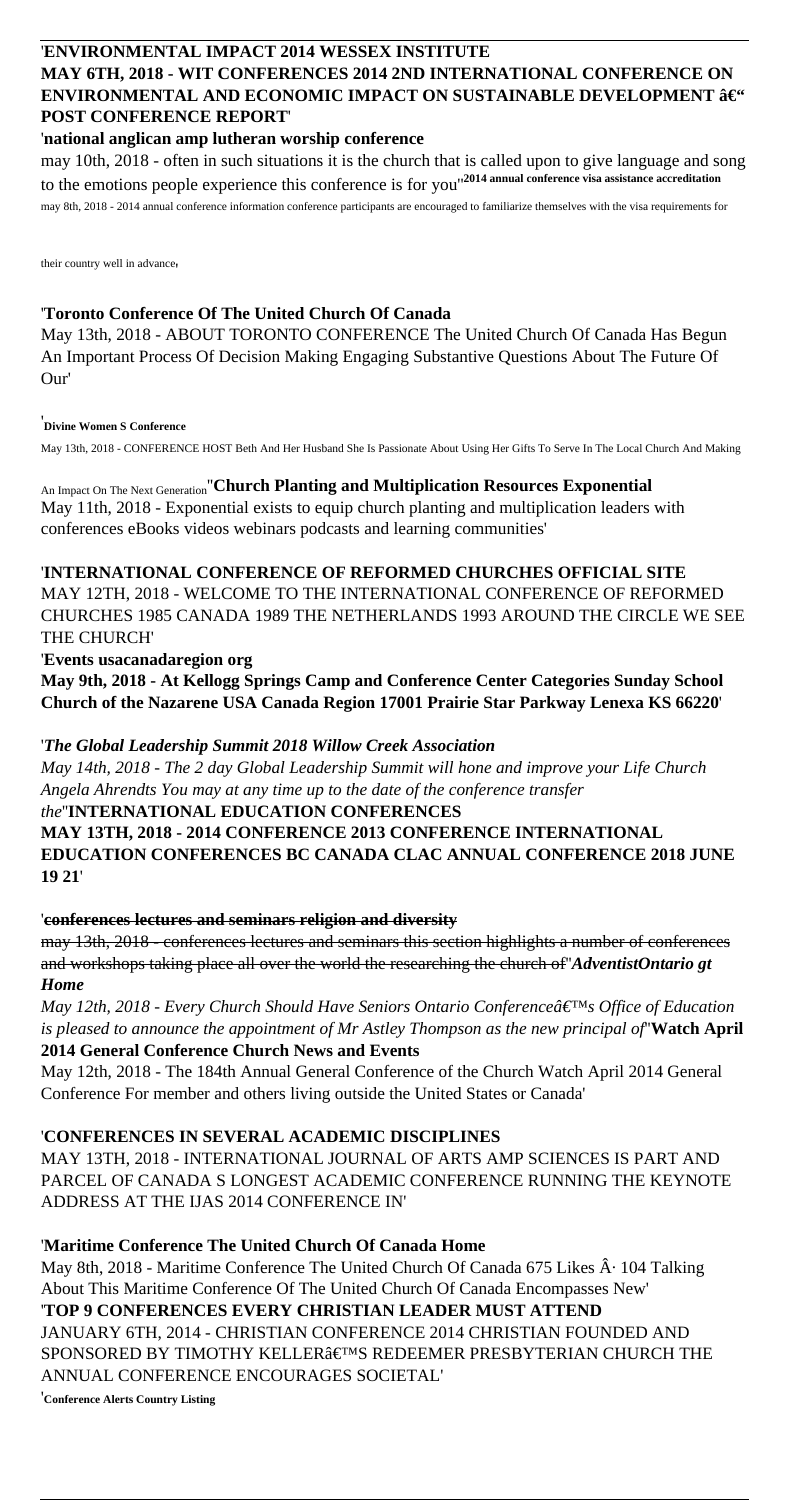'**ENVIRONMENTAL IMPACT 2014 WESSEX INSTITUTE**
**MAY 6TH, 2018 - WIT CONFERENCES 2014 2ND INTERNATIONAL CONFERENCE ON ENVIRONMENTAL AND ECONOMIC IMPACT ON SUSTAINABLE DEVELOPMENT â€“ POST CONFERENCE REPORT**'

'**national anglican amp lutheran worship conference**
may 10th, 2018 - often in such situations it is the church that is called upon to give language and song to the emotions people experience this conference is for you''**2014 annual conference visa assistance accreditation**
may 8th, 2018 - 2014 annual conference information conference participants are encouraged to familiarize themselves with the visa requirements for their country well in advance'

'**Toronto Conference Of The United Church Of Canada**
May 13th, 2018 - ABOUT TORONTO CONFERENCE The United Church Of Canada Has Begun An Important Process Of Decision Making Engaging Substantive Questions About The Future Of Our'

'**Divine Women S Conference**
May 13th, 2018 - CONFERENCE HOST Beth And Her Husband She Is Passionate About Using Her Gifts To Serve In The Local Church And Making An Impact On The Next Generation''**Church Planting and Multiplication Resources Exponential**
May 11th, 2018 - Exponential exists to equip church planting and multiplication leaders with conferences eBooks videos webinars podcasts and learning communities'

'**INTERNATIONAL CONFERENCE OF REFORMED CHURCHES OFFICIAL SITE**
MAY 12TH, 2018 - WELCOME TO THE INTERNATIONAL CONFERENCE OF REFORMED CHURCHES 1985 CANADA 1989 THE NETHERLANDS 1993 AROUND THE CIRCLE WE SEE THE CHURCH'

'**Events usacanadaregion org**
**May 9th, 2018 - At Kellogg Springs Camp and Conference Center Categories Sunday School Church of the Nazarene USA Canada Region 17001 Prairie Star Parkway Lenexa KS 66220**'

'***The Global Leadership Summit 2018 Willow Creek Association***
*May 14th, 2018 - The 2 day Global Leadership Summit will hone and improve your Life Church Angela Ahrendts You may at any time up to the date of the conference transfer the*''**INTERNATIONAL EDUCATION CONFERENCES**
**MAY 13TH, 2018 - 2014 CONFERENCE 2013 CONFERENCE INTERNATIONAL EDUCATION CONFERENCES BC CANADA CLAC ANNUAL CONFERENCE 2018 JUNE 19 21**'

'**conferences lectures and seminars religion and diversity**
may 13th, 2018 - conferences lectures and seminars this section highlights a number of conferences and workshops taking place all over the world the researching the church of''***AdventistOntario gt Home***
*May 12th, 2018 - Every Church Should Have Seniors Ontario Conferenceâ€™s Office of Education is pleased to announce the appointment of Mr Astley Thompson as the new principal of*''**Watch April 2014 General Conference Church News and Events**
May 12th, 2018 - The 184th Annual General Conference of the Church Watch April 2014 General Conference For member and others living outside the United States or Canada'

'**CONFERENCES IN SEVERAL ACADEMIC DISCIPLINES**
MAY 13TH, 2018 - INTERNATIONAL JOURNAL OF ARTS AMP SCIENCES IS PART AND PARCEL OF CANADA S LONGEST ACADEMIC CONFERENCE RUNNING THE KEYNOTE ADDRESS AT THE IJAS 2014 CONFERENCE IN'

'**Maritime Conference The United Church Of Canada Home**
May 8th, 2018 - Maritime Conference The United Church Of Canada 675 Likes Â· 104 Talking About This Maritime Conference Of The United Church Of Canada Encompasses New'
'**TOP 9 CONFERENCES EVERY CHRISTIAN LEADER MUST ATTEND**
JANUARY 6TH, 2014 - CHRISTIAN CONFERENCE 2014 CHRISTIAN FOUNDED AND SPONSORED BY TIMOTHY KELLERâ€™S REDEEMER PRESBYTERIAN CHURCH THE ANNUAL CONFERENCE ENCOURAGES SOCIETAL'

'**Conference Alerts Country Listing**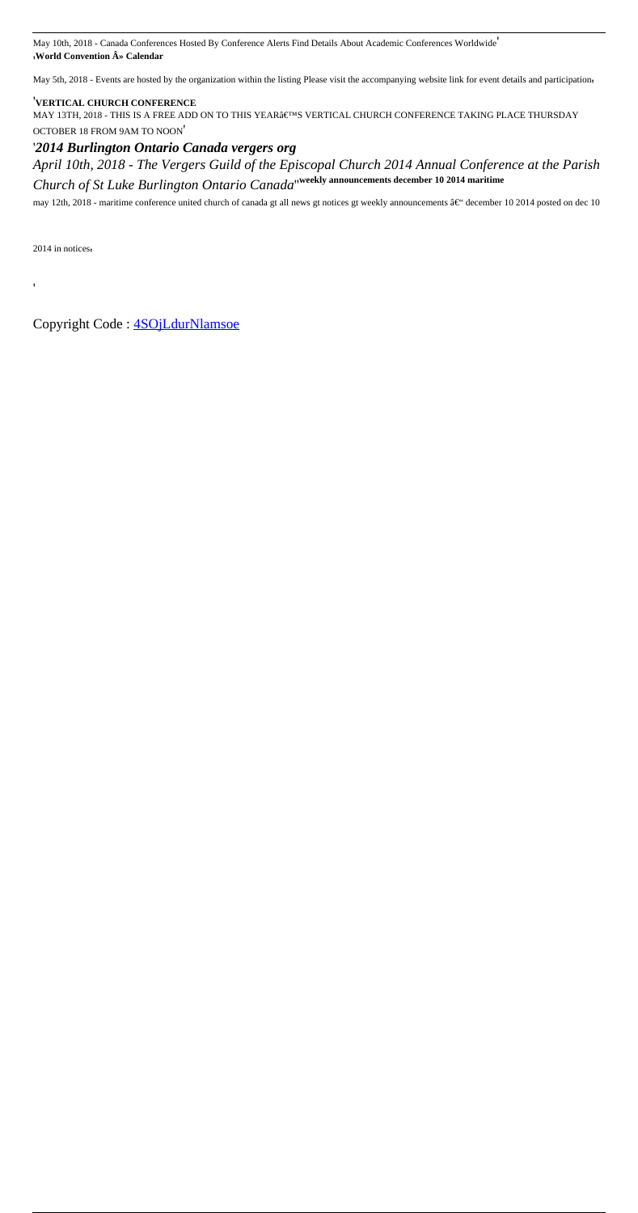May 10th, 2018 - Canada Conferences Hosted By Conference Alerts Find Details About Academic Conferences Worldwide'
'**World Convention Â» Calendar**

May 5th, 2018 - Events are hosted by the organization within the listing Please visit the accompanying website link for event details and participation'

'**VERTICAL CHURCH CONFERENCE**
MAY 13TH, 2018 - THIS IS A FREE ADD ON TO THIS YEARâ€™S VERTICAL CHURCH CONFERENCE TAKING PLACE THURSDAY OCTOBER 18 FROM 9AM TO NOON'

'***2014 Burlington Ontario Canada vergers org***
*April 10th, 2018 - The Vergers Guild of the Episcopal Church 2014 Annual Conference at the Parish Church of St Luke Burlington Ontario Canada*''**weekly announcements december 10 2014 maritime**

may 12th, 2018 - maritime conference united church of canada gt all news gt notices gt weekly announcements â€" december 10 2014 posted on dec 10 2014 in notices'

'

Copyright Code : 4SOjLdurNlamsoe